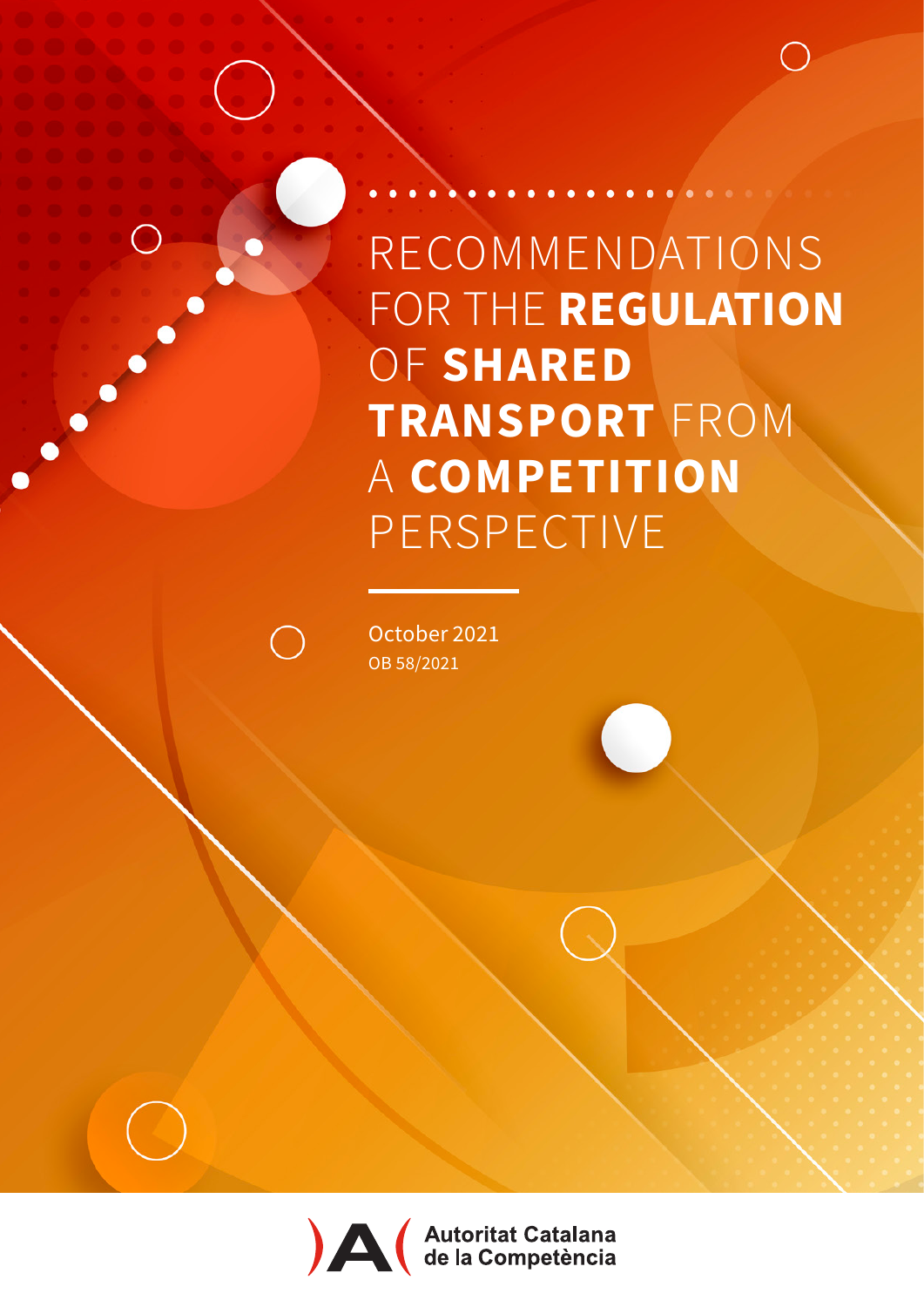# RECOMMENDATIONS FOR THE **REGULATION** OF **SHARED TRANSPORT** FROM A **COMPETITION** PERSPECTIVE

October 2021

OB 58/2021

Autoritat Catalana de la Competència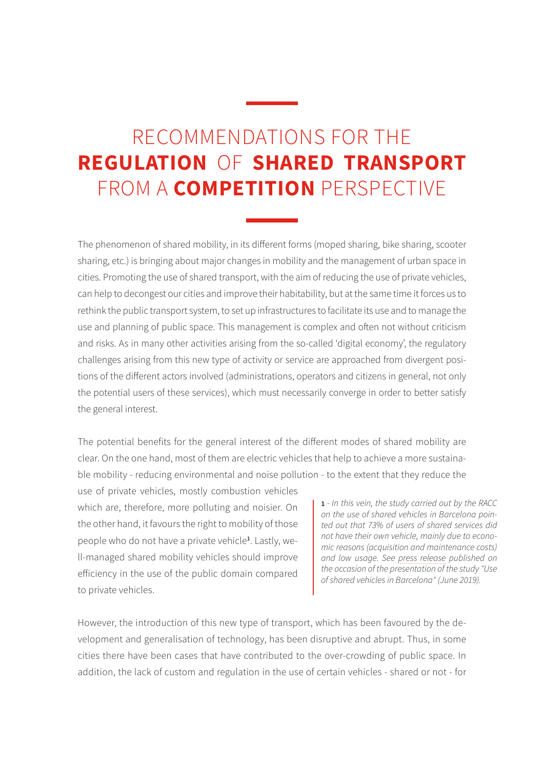# RECOMMENDATIONS FOR THE **REGULATION** OF **SHARED TRANSPORT** FROM A **COMPETITION** PERSPECTIVE

The phenomenon of shared mobility, in its different forms (moped sharing, bike sharing, scooter sharing, etc.) is bringing about major changes in mobility and the management of urban space in cities. Promoting the use of shared transport, with the aim of reducing the use of private vehicles, can help to decongest our cities and improve their habitability, but at the same time it forces us to rethink the public transport system, to set up infrastructures to facilitate its use and to manage the use and planning of public space. This management is complex and often not without criticism and risks. As in many other activities arising from the so-called 'digital economy', the regulatory challenges arising from this new type of activity or service are approached from divergent positions of the different actors involved (administrations, operators and citizens in general, not only the potential users of these services), which must necessarily converge in order to better satisfy the general interest.

The potential benefits for the general interest of the different modes of shared mobility are clear. On the one hand, most of them are electric vehicles that help to achieve a more sustainable mobility - reducing environmental and noise pollution - to the extent that they reduce the use of private vehicles, mostly combustion vehicles which are, therefore, more polluting and noisier. On the other hand, it favours the right to mobility of those people who do not have a private vehicle[1]. Lastly, well-managed shared mobility vehicles should improve efficiency in the use of the public domain compared to private vehicles.

> **1** - *In this vein, the study carried out by the RACC on the use of shared vehicles in Barcelona pointed out that 73% of users of shared services did not have their own vehicle, mainly due to economic reasons (acquisition and maintenance costs) and low usage. See press release published on the occasion of the presentation of the study "Use of shared vehicles in Barcelona" (June 2019).*

However, the introduction of this new type of transport, which has been favoured by the development and generalisation of technology, has been disruptive and abrupt. Thus, in some cities there have been cases that have contributed to the over-crowding of public space. In addition, the lack of custom and regulation in the use of certain vehicles - shared or not - for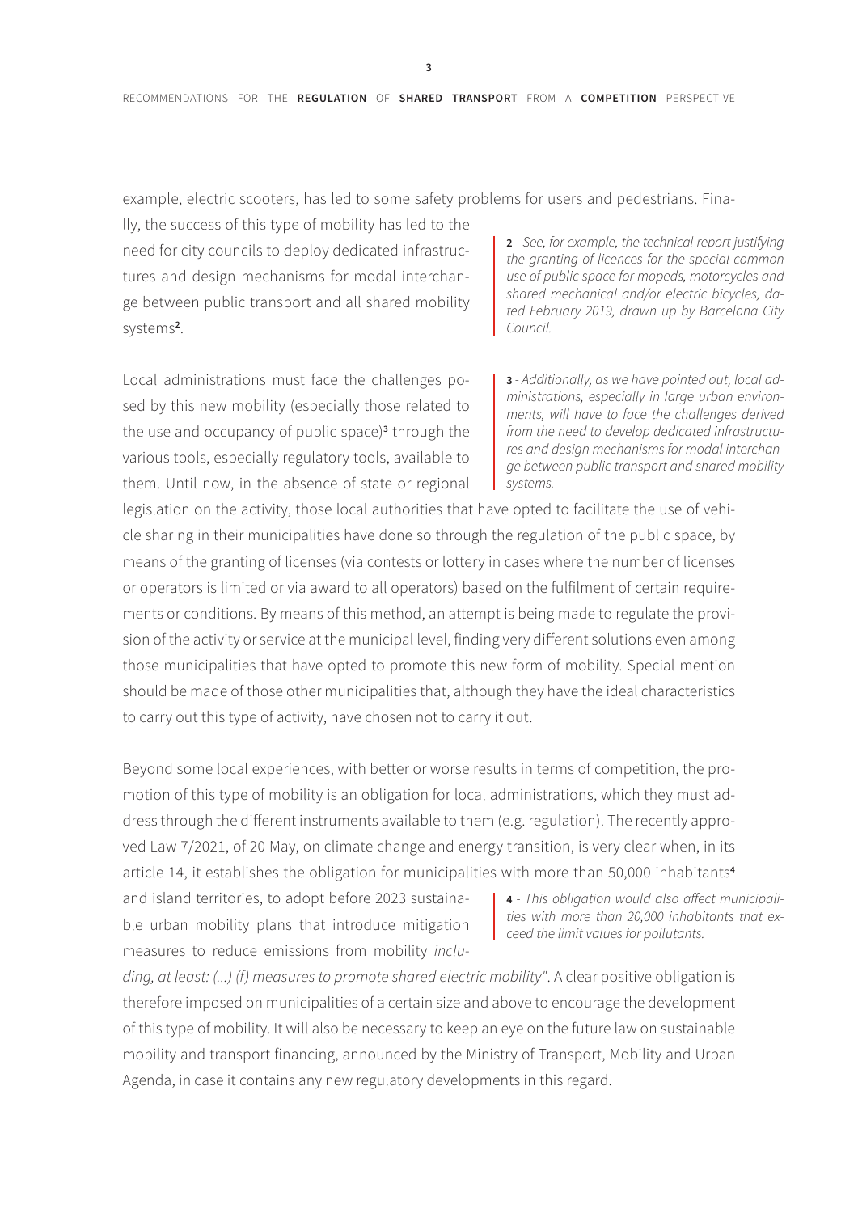example, electric scooters, has led to some safety problems for users and pedestrians. Finally, the success of this type of mobility has led to the need for city councils to deploy dedicated infrastructures and design mechanisms for modal interchange between public transport and all shared mobility systems[2].

Local administrations must face the challenges posed by this new mobility (especially those related to the use and occupancy of public space)[3] through the various tools, especially regulatory tools, available to them. Until now, in the absence of state or regional legislation on the activity, those local authorities that have opted to facilitate the use of vehicle sharing in their municipalities have done so through the regulation of the public space, by means of the granting of licenses (via contests or lottery in cases where the number of licenses or operators is limited or via award to all operators) based on the fulfilment of certain requirements or conditions. By means of this method, an attempt is being made to regulate the provision of the activity or service at the municipal level, finding very different solutions even among those municipalities that have opted to promote this new form of mobility. Special mention should be made of those other municipalities that, although they have the ideal characteristics to carry out this type of activity, have chosen not to carry it out.

Beyond some local experiences, with better or worse results in terms of competition, the promotion of this type of mobility is an obligation for local administrations, which they must address through the different instruments available to them (e.g. regulation). The recently approved Law 7/2021, of 20 May, on climate change and energy transition, is very clear when, in its article 14, it establishes the obligation for municipalities with more than 50,000 inhabitants[4] and island territories, to adopt before 2023 sustainable urban mobility plans that introduce mitigation measures to reduce emissions from mobility *including, at least: (...) (f) measures to promote shared electric mobility*". A clear positive obligation is therefore imposed on municipalities of a certain size and above to encourage the development of this type of mobility. It will also be necessary to keep an eye on the future law on sustainable mobility and transport financing, announced by the Ministry of Transport, Mobility and Urban Agenda, in case it contains any new regulatory developments in this regard.

**2** - *See, for example, the technical report justifying the granting of licences for the special common use of public space for mopeds, motorcycles and shared mechanical and/or electric bicycles, dated February 2019, drawn up by Barcelona City Council.*

**3** - *Additionally, as we have pointed out, local administrations, especially in large urban environments, will have to face the challenges derived from the need to develop dedicated infrastructures and design mechanisms for modal interchange between public transport and shared mobility systems.*

**4** - *This obligation would also affect municipalities with more than 20,000 inhabitants that exceed the limit values for pollutants.*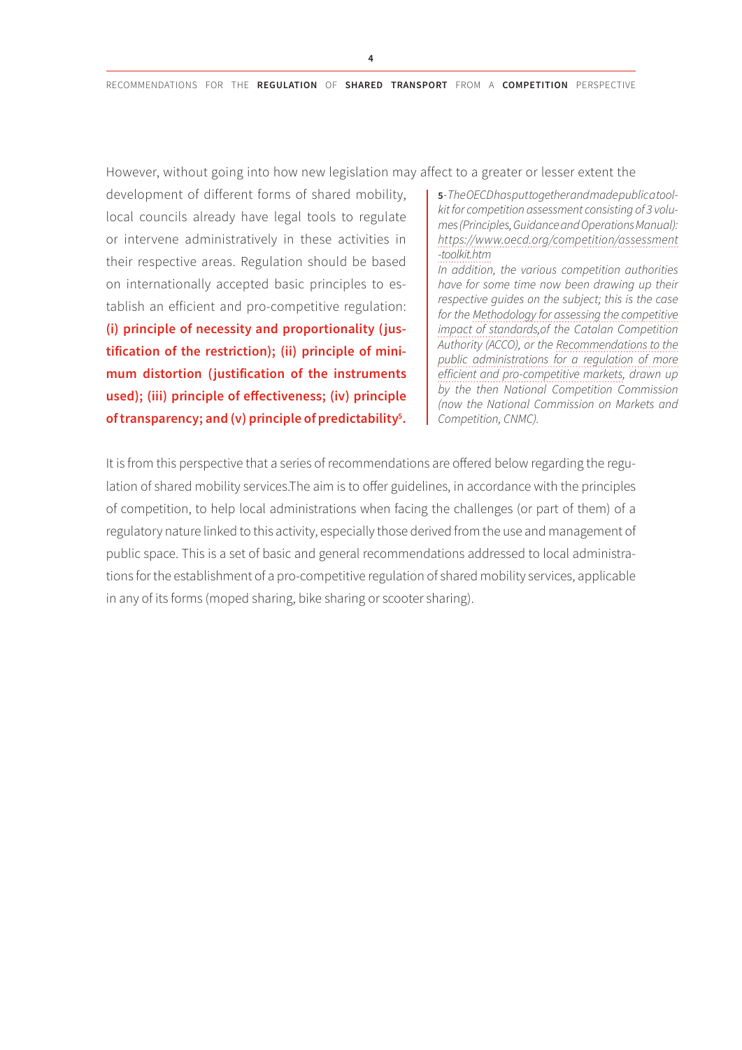However, without going into how new legislation may affect to a greater or lesser extent the development of different forms of shared mobility, local councils already have legal tools to regulate or intervene administratively in these activities in their respective areas. Regulation should be based on internationally accepted basic principles to establish an efficient and pro-competitive regulation: **(i) principle of necessity and proportionality (justification of the restriction); (ii) principle of minimum distortion (justification of the instruments used); (iii) principle of effectiveness; (iv) principle of transparency; and (v) principle of predictability[5].**

[5] - *The OECD has put together and made public a toolkit for competition assessment consisting of 3 volumes (Principles, Guidance and Operations Manual): https://www.oecd.org/competition/assessment-toolkit.htm*
*In addition, the various competition authorities have for some time now been drawing up their respective guides on the subject; this is the case for the Methodology for assessing the competitive impact of standards, of the Catalan Competition Authority (ACCO), or the Recommendations to the public administrations for a regulation of more efficient and pro-competitive markets, drawn up by the then National Competition Commission (now the National Commission on Markets and Competition, CNMC).*

It is from this perspective that a series of recommendations are offered below regarding the regulation of shared mobility services.The aim is to offer guidelines, in accordance with the principles of competition, to help local administrations when facing the challenges (or part of them) of a regulatory nature linked to this activity, especially those derived from the use and management of public space. This is a set of basic and general recommendations addressed to local administrations for the establishment of a pro-competitive regulation of shared mobility services, applicable in any of its forms (moped sharing, bike sharing or scooter sharing).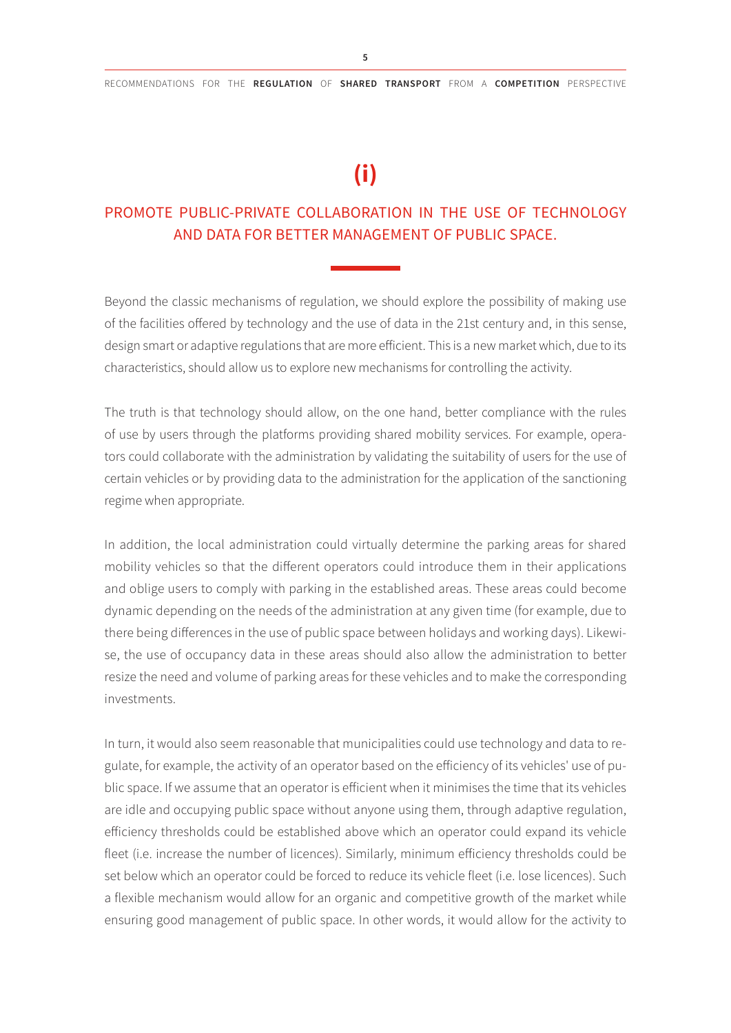## (i)

## PROMOTE PUBLIC-PRIVATE COLLABORATION IN THE USE OF TECHNOLOGY AND DATA FOR BETTER MANAGEMENT OF PUBLIC SPACE.

Beyond the classic mechanisms of regulation, we should explore the possibility of making use of the facilities offered by technology and the use of data in the 21st century and, in this sense, design smart or adaptive regulations that are more efficient. This is a new market which, due to its characteristics, should allow us to explore new mechanisms for controlling the activity.

The truth is that technology should allow, on the one hand, better compliance with the rules of use by users through the platforms providing shared mobility services. For example, operators could collaborate with the administration by validating the suitability of users for the use of certain vehicles or by providing data to the administration for the application of the sanctioning regime when appropriate.

In addition, the local administration could virtually determine the parking areas for shared mobility vehicles so that the different operators could introduce them in their applications and oblige users to comply with parking in the established areas. These areas could become dynamic depending on the needs of the administration at any given time (for example, due to there being differences in the use of public space between holidays and working days). Likewise, the use of occupancy data in these areas should also allow the administration to better resize the need and volume of parking areas for these vehicles and to make the corresponding investments.

In turn, it would also seem reasonable that municipalities could use technology and data to regulate, for example, the activity of an operator based on the efficiency of its vehicles' use of public space. If we assume that an operator is efficient when it minimises the time that its vehicles are idle and occupying public space without anyone using them, through adaptive regulation, efficiency thresholds could be established above which an operator could expand its vehicle fleet (i.e. increase the number of licences). Similarly, minimum efficiency thresholds could be set below which an operator could be forced to reduce its vehicle fleet (i.e. lose licences). Such a flexible mechanism would allow for an organic and competitive growth of the market while ensuring good management of public space. In other words, it would allow for the activity to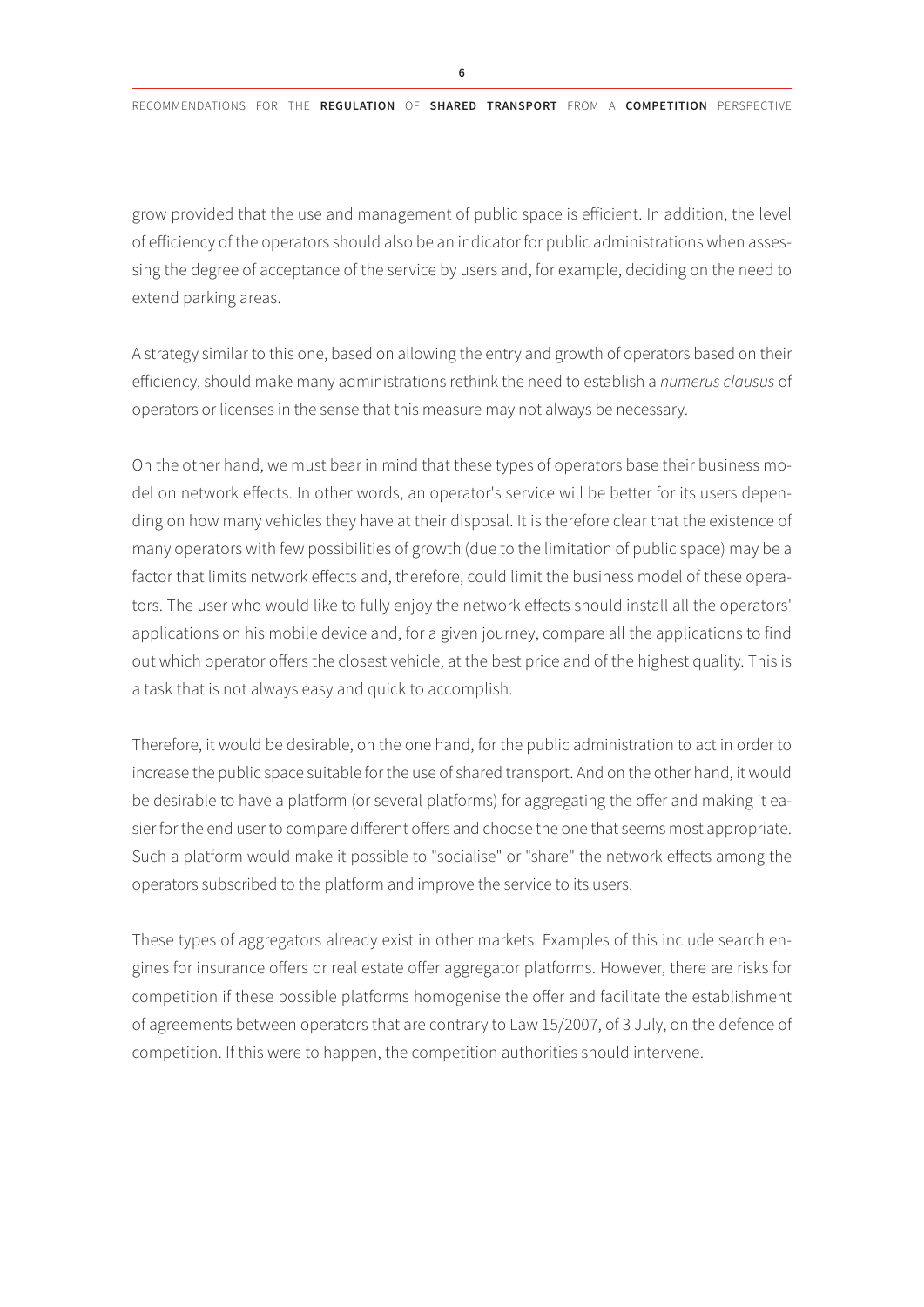grow provided that the use and management of public space is efficient. In addition, the level of efficiency of the operators should also be an indicator for public administrations when assessing the degree of acceptance of the service by users and, for example, deciding on the need to extend parking areas.

A strategy similar to this one, based on allowing the entry and growth of operators based on their efficiency, should make many administrations rethink the need to establish a *numerus clausus* of operators or licenses in the sense that this measure may not always be necessary.

On the other hand, we must bear in mind that these types of operators base their business model on network effects. In other words, an operator's service will be better for its users depending on how many vehicles they have at their disposal. It is therefore clear that the existence of many operators with few possibilities of growth (due to the limitation of public space) may be a factor that limits network effects and, therefore, could limit the business model of these operators. The user who would like to fully enjoy the network effects should install all the operators' applications on his mobile device and, for a given journey, compare all the applications to find out which operator offers the closest vehicle, at the best price and of the highest quality. This is a task that is not always easy and quick to accomplish.

Therefore, it would be desirable, on the one hand, for the public administration to act in order to increase the public space suitable for the use of shared transport. And on the other hand, it would be desirable to have a platform (or several platforms) for aggregating the offer and making it easier for the end user to compare different offers and choose the one that seems most appropriate. Such a platform would make it possible to "socialise" or "share" the network effects among the operators subscribed to the platform and improve the service to its users.

These types of aggregators already exist in other markets. Examples of this include search engines for insurance offers or real estate offer aggregator platforms. However, there are risks for competition if these possible platforms homogenise the offer and facilitate the establishment of agreements between operators that are contrary to Law 15/2007, of 3 July, on the defence of competition. If this were to happen, the competition authorities should intervene.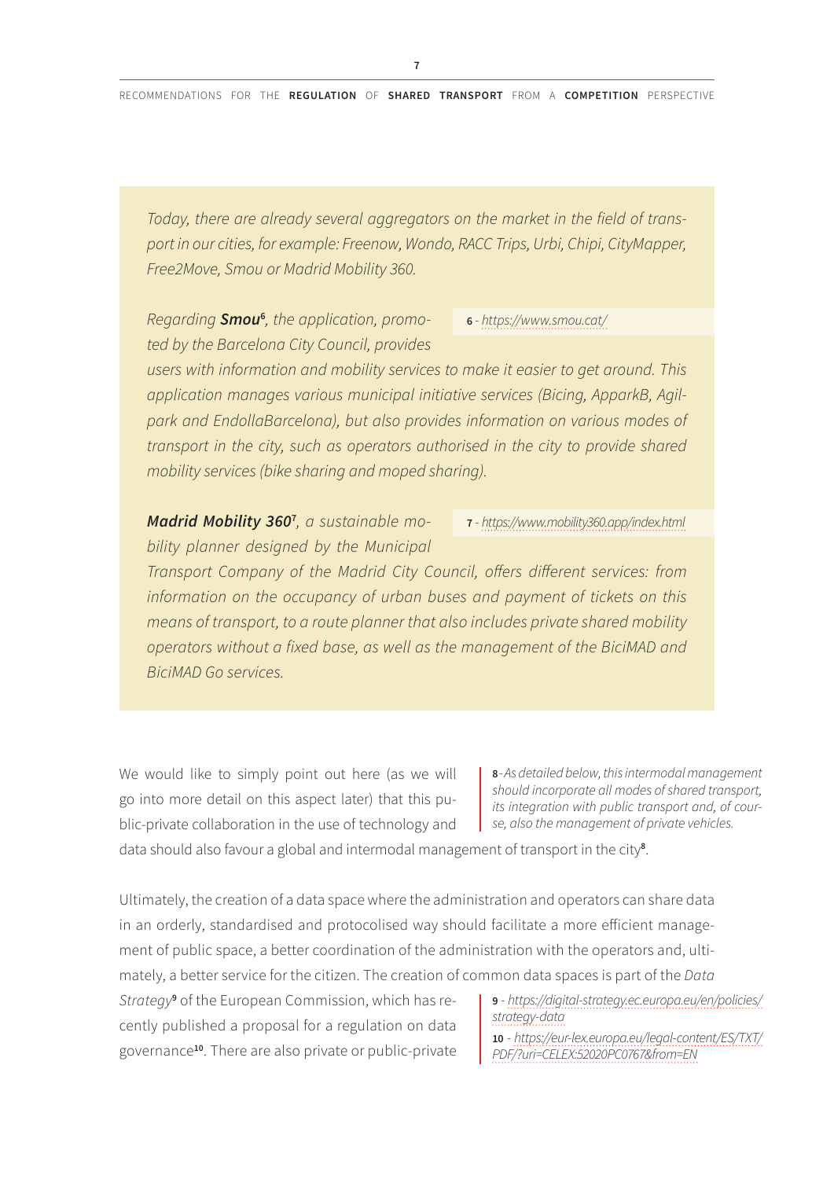*Today, there are already several aggregators on the market in the field of transport in our cities, for example: Freenow, Wondo, RACC Trips, Urbi, Chipi, CityMapper, Free2Move, Smou or Madrid Mobility 360.*

*Regarding* ***Smou***[6]*, the application, promoted by the Barcelona City Council, provides users with information and mobility services to make it easier to get around. This application manages various municipal initiative services (Bicing, ApparkB, Agilpark and EndollaBarcelona), but also provides information on various modes of transport in the city, such as operators authorised in the city to provide shared mobility services (bike sharing and moped sharing).*

***Madrid Mobility 360***[7]*, a sustainable mobility planner designed by the Municipal Transport Company of the Madrid City Council, offers different services: from information on the occupancy of urban buses and payment of tickets on this means of transport, to a route planner that also includes private shared mobility operators without a fixed base, as well as the management of the BiciMAD and BiciMAD Go services.*

We would like to simply point out here (as we will go into more detail on this aspect later) that this public-private collaboration in the use of technology and data should also favour a global and intermodal management of transport in the city[8].

Ultimately, the creation of a data space where the administration and operators can share data in an orderly, standardised and protocolised way should facilitate a more efficient management of public space, a better coordination of the administration with the operators and, ultimately, a better service for the citizen. The creation of common data spaces is part of the *Data Strategy*[9] of the European Commission, which has recently published a proposal for a regulation on data governance[10]. There are also private or public-private

---

**6** - *https://www.smou.cat/*

**7** - *https://www.mobility360.app/index.html*

**8** - *As detailed below, this intermodal management should incorporate all modes of shared transport, its integration with public transport and, of course, also the management of private vehicles.*

**9** - *https://digital-strategy.ec.europa.eu/en/policies/strategy-data*

**10** - *https://eur-lex.europa.eu/legal-content/ES/TXT/PDF/?uri=CELEX:52020PC0767&from=EN*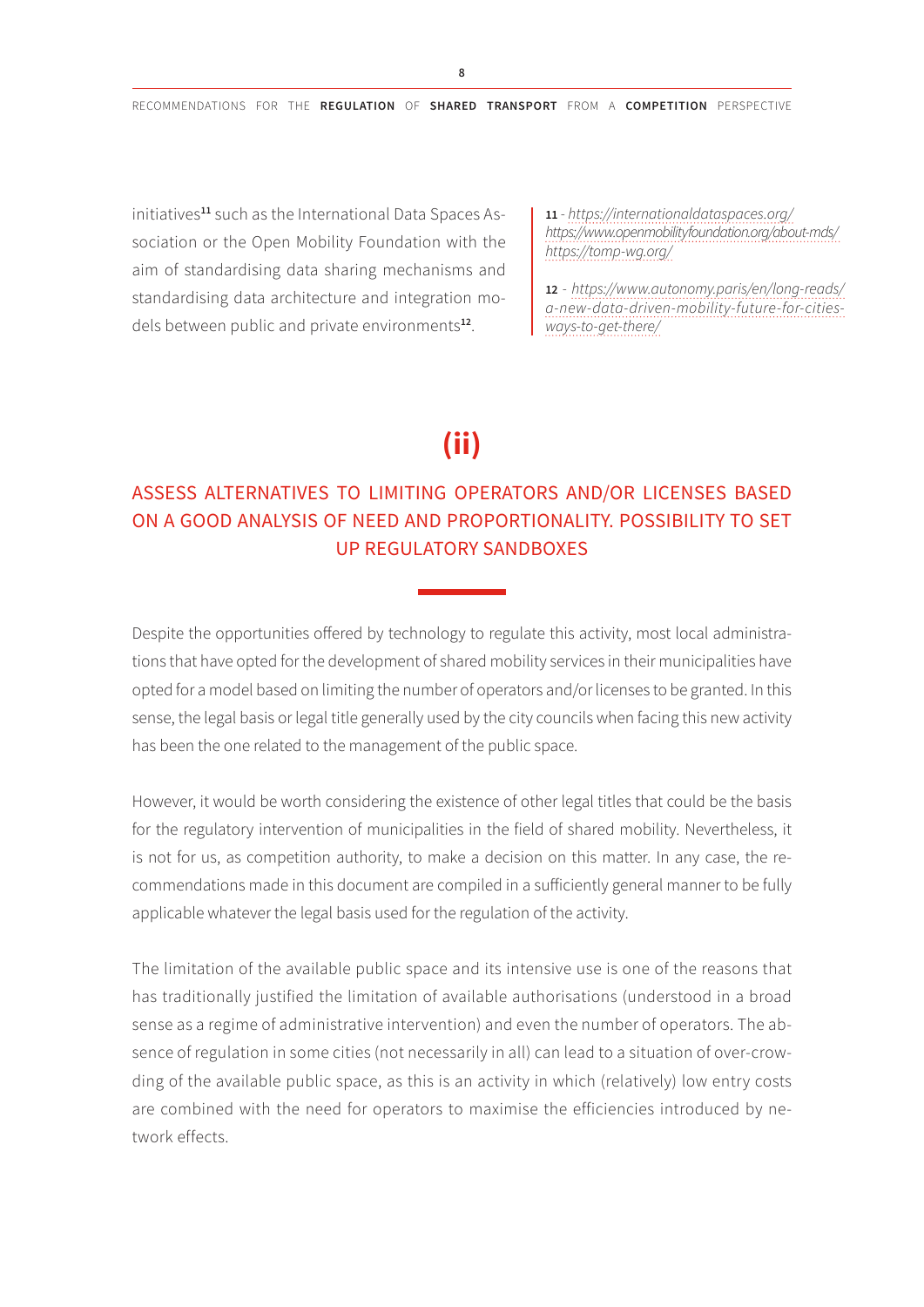initiatives[11] such as the International Data Spaces Association or the Open Mobility Foundation with the aim of standardising data sharing mechanisms and standardising data architecture and integration models between public and private environments[12].

11 - *https://internationaldataspaces.org/*
*https://www.openmobilityfoundation.org/about-mds/*
*https://tomp-wg.org/*

12 - *https://www.autonomy.paris/en/long-reads/a-new-data-driven-mobility-future-for-cities-ways-to-get-there/*

## (ii)

## ASSESS ALTERNATIVES TO LIMITING OPERATORS AND/OR LICENSES BASED ON A GOOD ANALYSIS OF NEED AND PROPORTIONALITY. POSSIBILITY TO SET UP REGULATORY SANDBOXES

Despite the opportunities offered by technology to regulate this activity, most local administrations that have opted for the development of shared mobility services in their municipalities have opted for a model based on limiting the number of operators and/or licenses to be granted. In this sense, the legal basis or legal title generally used by the city councils when facing this new activity has been the one related to the management of the public space.

However, it would be worth considering the existence of other legal titles that could be the basis for the regulatory intervention of municipalities in the field of shared mobility. Nevertheless, it is not for us, as competition authority, to make a decision on this matter. In any case, the recommendations made in this document are compiled in a sufficiently general manner to be fully applicable whatever the legal basis used for the regulation of the activity.

The limitation of the available public space and its intensive use is one of the reasons that has traditionally justified the limitation of available authorisations (understood in a broad sense as a regime of administrative intervention) and even the number of operators. The absence of regulation in some cities (not necessarily in all) can lead to a situation of over-crowding of the available public space, as this is an activity in which (relatively) low entry costs are combined with the need for operators to maximise the efficiencies introduced by network effects.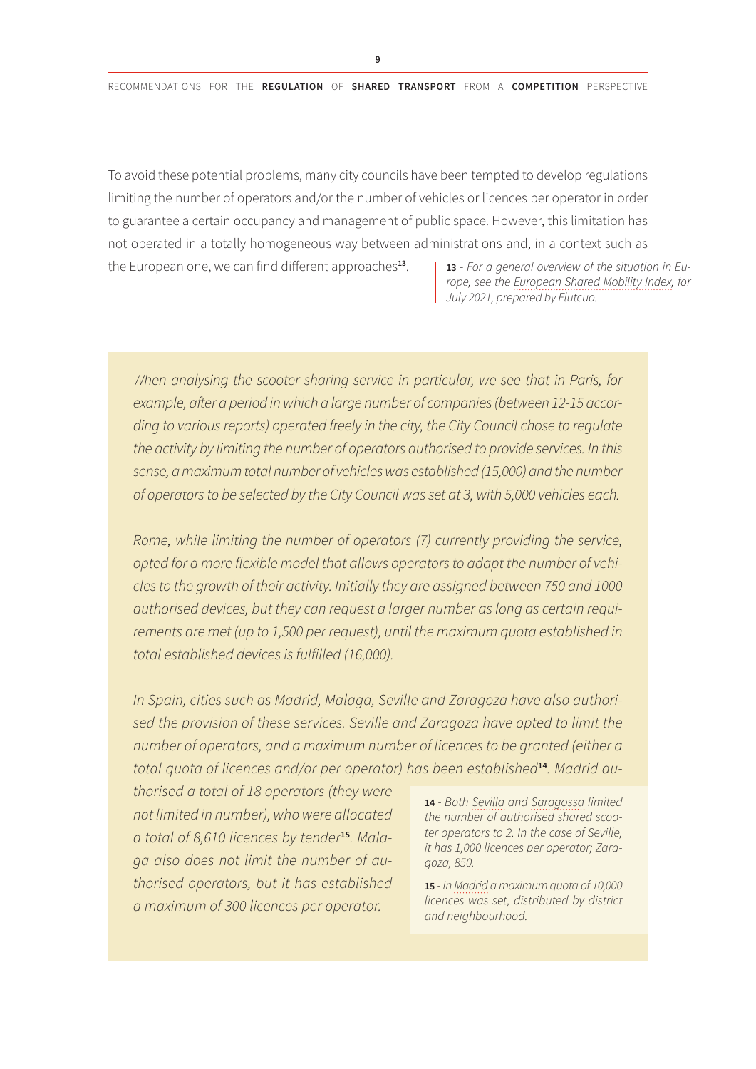To avoid these potential problems, many city councils have been tempted to develop regulations limiting the number of operators and/or the number of vehicles or licences per operator in order to guarantee a certain occupancy and management of public space. However, this limitation has not operated in a totally homogeneous way between administrations and, in a context such as the European one, we can find different approaches[13].

> [13] - *For a general overview of the situation in Europe, see the European Shared Mobility Index, for July 2021, prepared by Flutcuo.*

*When analysing the scooter sharing service in particular, we see that in Paris, for example, after a period in which a large number of companies (between 12-15 according to various reports) operated freely in the city, the City Council chose to regulate the activity by limiting the number of operators authorised to provide services. In this sense, a maximum total number of vehicles was established (15,000) and the number of operators to be selected by the City Council was set at 3, with 5,000 vehicles each.*

*Rome, while limiting the number of operators (7) currently providing the service, opted for a more flexible model that allows operators to adapt the number of vehicles to the growth of their activity. Initially they are assigned between 750 and 1000 authorised devices, but they can request a larger number as long as certain requirements are met (up to 1,500 per request), until the maximum quota established in total established devices is fulfilled (16,000).*

*In Spain, cities such as Madrid, Malaga, Seville and Zaragoza have also authorised the provision of these services. Seville and Zaragoza have opted to limit the number of operators, and a maximum number of licences to be granted (either a total quota of licences and/or per operator) has been established[14]. Madrid authorised a total of 18 operators (they were not limited in number), who were allocated a total of 8,610 licences by tender[15]. Malaga also does not limit the number of authorised operators, but it has established a maximum of 300 licences per operator.*

> [14] - *Both Sevilla and Saragossa limited the number of authorised shared scooter operators to 2. In the case of Seville, it has 1,000 licences per operator; Zaragoza, 850.*
>
> [15] - *In Madrid a maximum quota of 10,000 licences was set, distributed by district and neighbourhood.*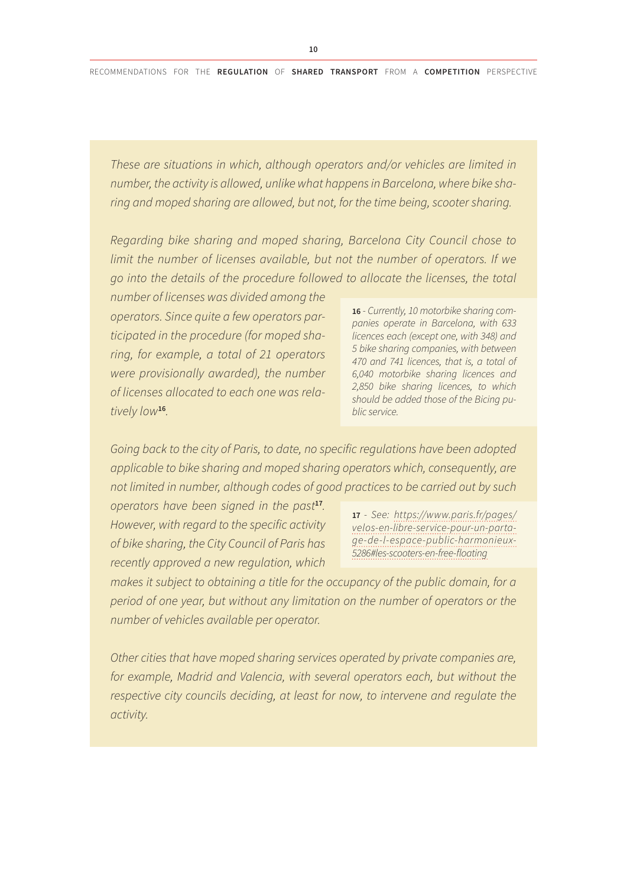*These are situations in which, although operators and/or vehicles are limited in number, the activity is allowed, unlike what happens in Barcelona, where bike sharing and moped sharing are allowed, but not, for the time being, scooter sharing.*

*Regarding bike sharing and moped sharing, Barcelona City Council chose to limit the number of licenses available, but not the number of operators. If we go into the details of the procedure followed to allocate the licenses, the total number of licenses was divided among the operators. Since quite a few operators participated in the procedure (for moped sharing, for example, a total of 21 operators were provisionally awarded), the number of licenses allocated to each one was relatively low[16].*

*Going back to the city of Paris, to date, no specific regulations have been adopted applicable to bike sharing and moped sharing operators which, consequently, are not limited in number, although codes of good practices to be carried out by such operators have been signed in the past[17]. However, with regard to the specific activity of bike sharing, the City Council of Paris has recently approved a new regulation, which makes it subject to obtaining a title for the occupancy of the public domain, for a period of one year, but without any limitation on the number of operators or the number of vehicles available per operator.*

*Other cities that have moped sharing services operated by private companies are, for example, Madrid and Valencia, with several operators each, but without the respective city councils deciding, at least for now, to intervene and regulate the activity.*

**16** - *Currently, 10 motorbike sharing companies operate in Barcelona, with 633 licences each (except one, with 348) and 5 bike sharing companies, with between 470 and 741 licences, that is, a total of 6,040 motorbike sharing licences and 2,850 bike sharing licences, to which should be added those of the Bicing public service.*

**17** - *See: https://www.paris.fr/pages/velos-en-libre-service-pour-un-partage-de-l-espace-public-harmonieux-5286#les-scooters-en-free-floating*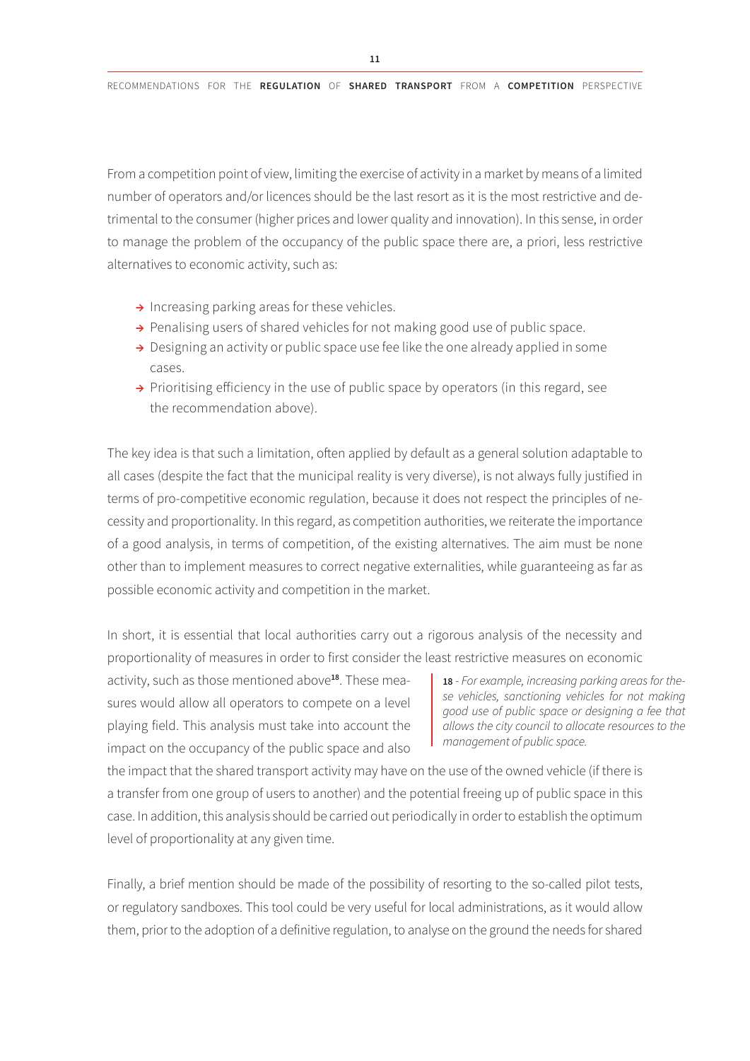From a competition point of view, limiting the exercise of activity in a market by means of a limited number of operators and/or licences should be the last resort as it is the most restrictive and detrimental to the consumer (higher prices and lower quality and innovation). In this sense, in order to manage the problem of the occupancy of the public space there are, a priori, less restrictive alternatives to economic activity, such as:

- Increasing parking areas for these vehicles.
- Penalising users of shared vehicles for not making good use of public space.
- Designing an activity or public space use fee like the one already applied in some cases.
- Prioritising efficiency in the use of public space by operators (in this regard, see the recommendation above).

The key idea is that such a limitation, often applied by default as a general solution adaptable to all cases (despite the fact that the municipal reality is very diverse), is not always fully justified in terms of pro-competitive economic regulation, because it does not respect the principles of necessity and proportionality. In this regard, as competition authorities, we reiterate the importance of a good analysis, in terms of competition, of the existing alternatives. The aim must be none other than to implement measures to correct negative externalities, while guaranteeing as far as possible economic activity and competition in the market.

In short, it is essential that local authorities carry out a rigorous analysis of the necessity and proportionality of measures in order to first consider the least restrictive measures on economic activity, such as those mentioned above[18]. These measures would allow all operators to compete on a level playing field. This analysis must take into account the impact on the occupancy of the public space and also the impact that the shared transport activity may have on the use of the owned vehicle (if there is a transfer from one group of users to another) and the potential freeing up of public space in this case. In addition, this analysis should be carried out periodically in order to establish the optimum level of proportionality at any given time.

Finally, a brief mention should be made of the possibility of resorting to the so-called pilot tests, or regulatory sandboxes. This tool could be very useful for local administrations, as it would allow them, prior to the adoption of a definitive regulation, to analyse on the ground the needs for shared

**18** - *For example, increasing parking areas for these vehicles, sanctioning vehicles for not making good use of public space or designing a fee that allows the city council to allocate resources to the management of public space.*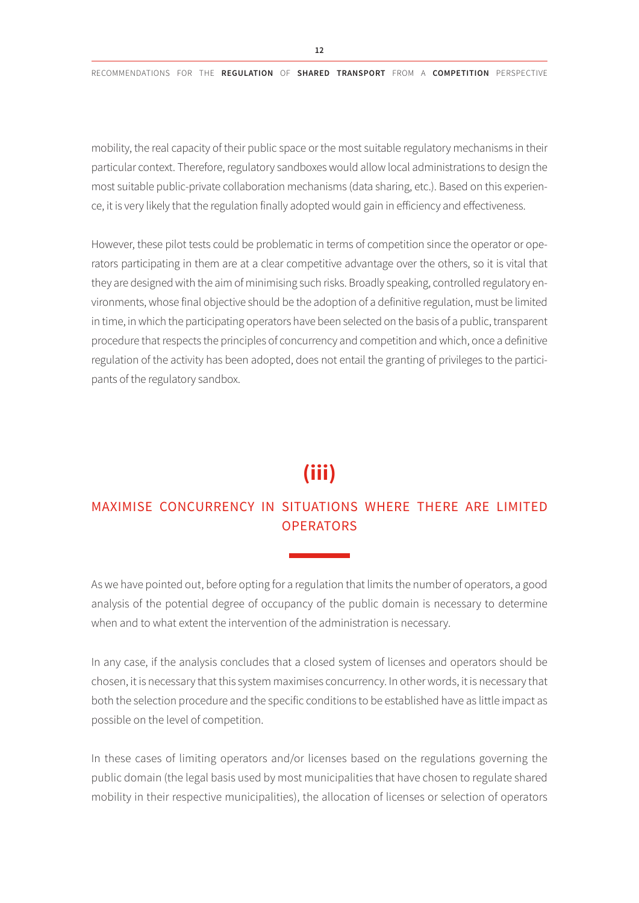mobility, the real capacity of their public space or the most suitable regulatory mechanisms in their particular context. Therefore, regulatory sandboxes would allow local administrations to design the most suitable public-private collaboration mechanisms (data sharing, etc.). Based on this experience, it is very likely that the regulation finally adopted would gain in efficiency and effectiveness.

However, these pilot tests could be problematic in terms of competition since the operator or operators participating in them are at a clear competitive advantage over the others, so it is vital that they are designed with the aim of minimising such risks. Broadly speaking, controlled regulatory environments, whose final objective should be the adoption of a definitive regulation, must be limited in time, in which the participating operators have been selected on the basis of a public, transparent procedure that respects the principles of concurrency and competition and which, once a definitive regulation of the activity has been adopted, does not entail the granting of privileges to the participants of the regulatory sandbox.

## (iii)

## MAXIMISE CONCURRENCY IN SITUATIONS WHERE THERE ARE LIMITED OPERATORS

As we have pointed out, before opting for a regulation that limits the number of operators, a good analysis of the potential degree of occupancy of the public domain is necessary to determine when and to what extent the intervention of the administration is necessary.

In any case, if the analysis concludes that a closed system of licenses and operators should be chosen, it is necessary that this system maximises concurrency. In other words, it is necessary that both the selection procedure and the specific conditions to be established have as little impact as possible on the level of competition.

In these cases of limiting operators and/or licenses based on the regulations governing the public domain (the legal basis used by most municipalities that have chosen to regulate shared mobility in their respective municipalities), the allocation of licenses or selection of operators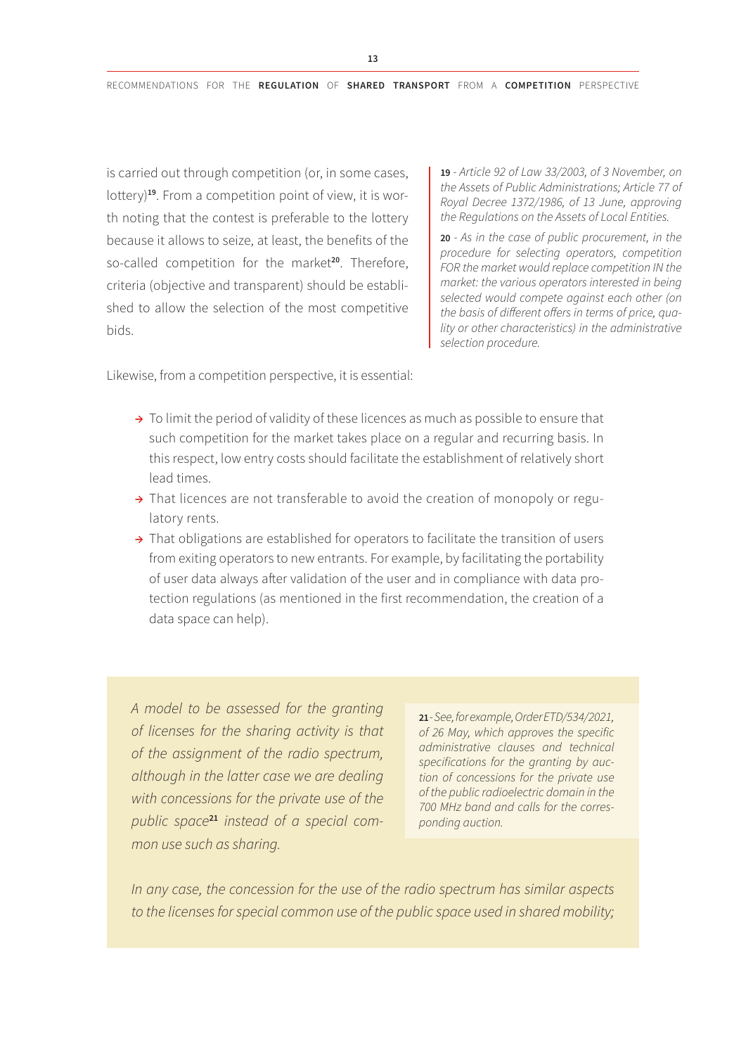is carried out through competition (or, in some cases, lottery)[19]. From a competition point of view, it is worth noting that the contest is preferable to the lottery because it allows to seize, at least, the benefits of the so-called competition for the market[20]. Therefore, criteria (objective and transparent) should be established to allow the selection of the most competitive bids.

*19 - Article 92 of Law 33/2003, of 3 November, on the Assets of Public Administrations; Article 77 of Royal Decree 1372/1986, of 13 June, approving the Regulations on the Assets of Local Entities.*

*20 - As in the case of public procurement, in the procedure for selecting operators, competition FOR the market would replace competition IN the market: the various operators interested in being selected would compete against each other (on the basis of different offers in terms of price, quality or other characteristics) in the administrative selection procedure.*

Likewise, from a competition perspective, it is essential:

- To limit the period of validity of these licences as much as possible to ensure that such competition for the market takes place on a regular and recurring basis. In this respect, low entry costs should facilitate the establishment of relatively short lead times.
- That licences are not transferable to avoid the creation of monopoly or regulatory rents.
- That obligations are established for operators to facilitate the transition of users from exiting operators to new entrants. For example, by facilitating the portability of user data always after validation of the user and in compliance with data protection regulations (as mentioned in the first recommendation, the creation of a data space can help).

*A model to be assessed for the granting of licenses for the sharing activity is that of the assignment of the radio spectrum, although in the latter case we are dealing with concessions for the private use of the public space[21] instead of a special common use such as sharing.*

*21 - See, for example, Order ETD/534/2021, of 26 May, which approves the specific administrative clauses and technical specifications for the granting by auction of concessions for the private use of the public radioelectric domain in the 700 MHz band and calls for the corresponding auction.*

*In any case, the concession for the use of the radio spectrum has similar aspects to the licenses for special common use of the public space used in shared mobility;*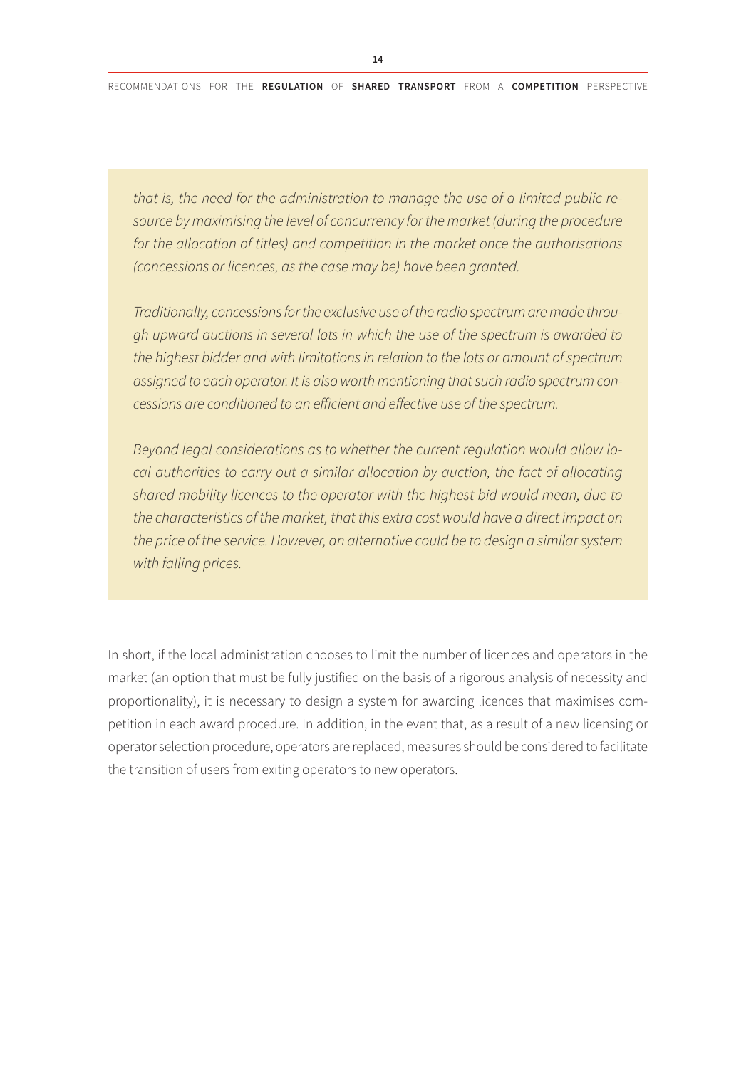*that is, the need for the administration to manage the use of a limited public resource by maximising the level of concurrency for the market (during the procedure for the allocation of titles) and competition in the market once the authorisations (concessions or licences, as the case may be) have been granted.*

*Traditionally, concessions for the exclusive use of the radio spectrum are made through upward auctions in several lots in which the use of the spectrum is awarded to the highest bidder and with limitations in relation to the lots or amount of spectrum assigned to each operator. It is also worth mentioning that such radio spectrum concessions are conditioned to an efficient and effective use of the spectrum.*

*Beyond legal considerations as to whether the current regulation would allow local authorities to carry out a similar allocation by auction, the fact of allocating shared mobility licences to the operator with the highest bid would mean, due to the characteristics of the market, that this extra cost would have a direct impact on the price of the service. However, an alternative could be to design a similar system with falling prices.*

In short, if the local administration chooses to limit the number of licences and operators in the market (an option that must be fully justified on the basis of a rigorous analysis of necessity and proportionality), it is necessary to design a system for awarding licences that maximises competition in each award procedure. In addition, in the event that, as a result of a new licensing or operator selection procedure, operators are replaced, measures should be considered to facilitate the transition of users from exiting operators to new operators.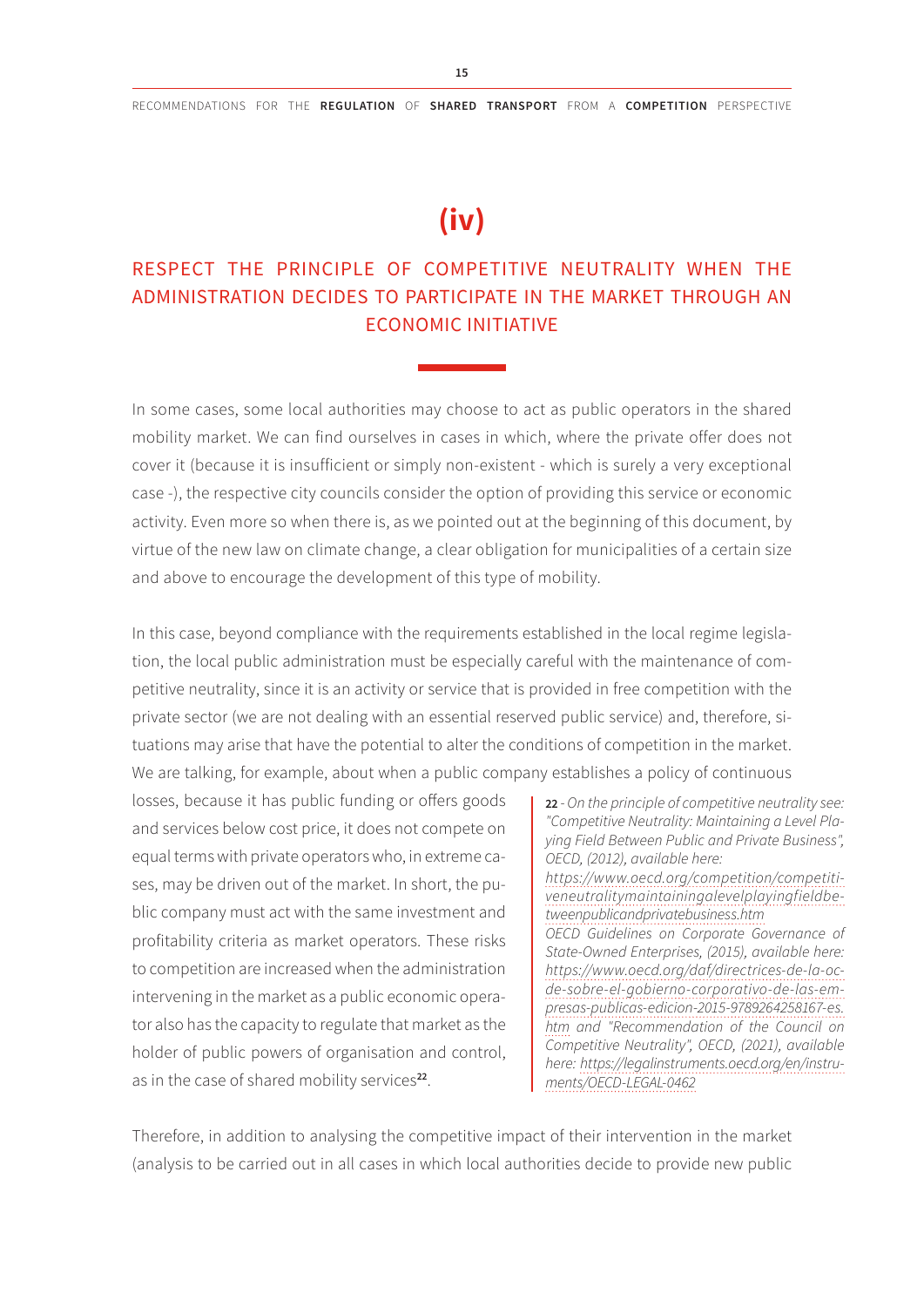# (iv)

## RESPECT THE PRINCIPLE OF COMPETITIVE NEUTRALITY WHEN THE ADMINISTRATION DECIDES TO PARTICIPATE IN THE MARKET THROUGH AN ECONOMIC INITIATIVE

In some cases, some local authorities may choose to act as public operators in the shared mobility market. We can find ourselves in cases in which, where the private offer does not cover it (because it is insufficient or simply non-existent - which is surely a very exceptional case -), the respective city councils consider the option of providing this service or economic activity. Even more so when there is, as we pointed out at the beginning of this document, by virtue of the new law on climate change, a clear obligation for municipalities of a certain size and above to encourage the development of this type of mobility.

In this case, beyond compliance with the requirements established in the local regime legislation, the local public administration must be especially careful with the maintenance of competitive neutrality, since it is an activity or service that is provided in free competition with the private sector (we are not dealing with an essential reserved public service) and, therefore, situations may arise that have the potential to alter the conditions of competition in the market. We are talking, for example, about when a public company establishes a policy of continuous losses, because it has public funding or offers goods and services below cost price, it does not compete on equal terms with private operators who, in extreme cases, may be driven out of the market. In short, the public company must act with the same investment and profitability criteria as market operators. These risks to competition are increased when the administration intervening in the market as a public economic operator also has the capacity to regulate that market as the holder of public powers of organisation and control, as in the case of shared mobility services[22].

**22** - *On the principle of competitive neutrality see: "Competitive Neutrality: Maintaining a Level Playing Field Between Public and Private Business", OECD, (2012), available here: https://www.oecd.org/competition/competitiveneutralitymaintainingalevelplayingfieldbetweenpublicandprivatebusiness.htm OECD Guidelines on Corporate Governance of State-Owned Enterprises, (2015), available here: https://www.oecd.org/daf/directrices-de-la-ocde-sobre-el-gobierno-corporativo-de-las-empresas-publicas-edicion-2015-9789264258167-es.htm and "Recommendation of the Council on Competitive Neutrality", OECD, (2021), available here: https://legalinstruments.oecd.org/en/instruments/OECD-LEGAL-0462*

Therefore, in addition to analysing the competitive impact of their intervention in the market (analysis to be carried out in all cases in which local authorities decide to provide new public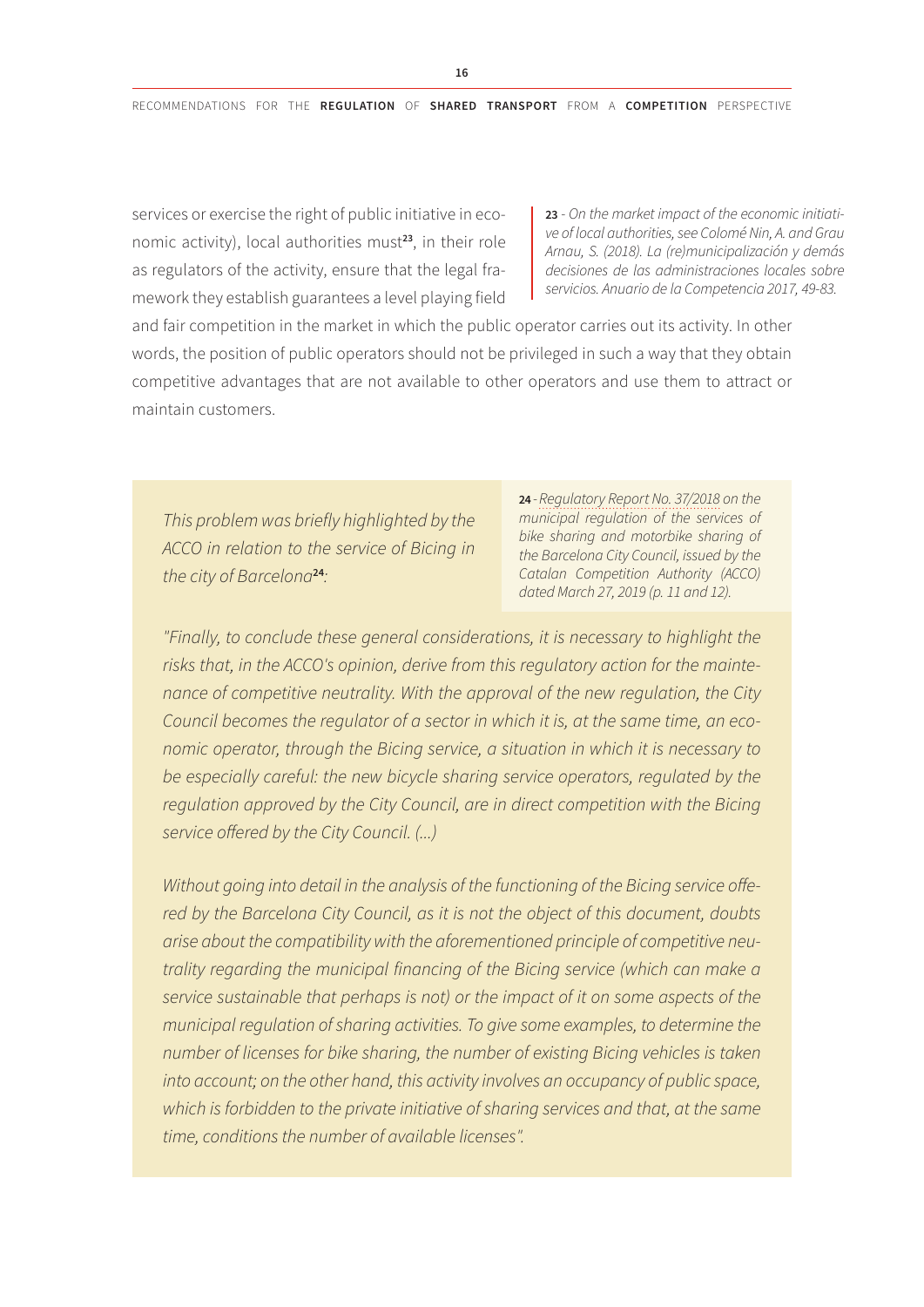services or exercise the right of public initiative in economic activity), local authorities must[23], in their role as regulators of the activity, ensure that the legal framework they establish guarantees a level playing field and fair competition in the market in which the public operator carries out its activity. In other words, the position of public operators should not be privileged in such a way that they obtain competitive advantages that are not available to other operators and use them to attract or maintain customers.

> 23 - *On the market impact of the economic initiative of local authorities, see Colomé Nin, A. and Grau Arnau, S. (2018). La (re)municipalización y demás decisiones de las administraciones locales sobre servicios. Anuario de la Competencia 2017, 49-83.*

*This problem was briefly highlighted by the ACCO in relation to the service of Bicing in the city of Barcelona*[24]*:*

> 24 - *Regulatory Report No. 37/2018 on the municipal regulation of the services of bike sharing and motorbike sharing of the Barcelona City Council, issued by the Catalan Competition Authority (ACCO) dated March 27, 2019 (p. 11 and 12).*

*"Finally, to conclude these general considerations, it is necessary to highlight the risks that, in the ACCO's opinion, derive from this regulatory action for the maintenance of competitive neutrality. With the approval of the new regulation, the City Council becomes the regulator of a sector in which it is, at the same time, an economic operator, through the Bicing service, a situation in which it is necessary to be especially careful: the new bicycle sharing service operators, regulated by the regulation approved by the City Council, are in direct competition with the Bicing service offered by the City Council. (...)*

*Without going into detail in the analysis of the functioning of the Bicing service offered by the Barcelona City Council, as it is not the object of this document, doubts arise about the compatibility with the aforementioned principle of competitive neutrality regarding the municipal financing of the Bicing service (which can make a service sustainable that perhaps is not) or the impact of it on some aspects of the municipal regulation of sharing activities. To give some examples, to determine the number of licenses for bike sharing, the number of existing Bicing vehicles is taken into account; on the other hand, this activity involves an occupancy of public space, which is forbidden to the private initiative of sharing services and that, at the same time, conditions the number of available licenses".*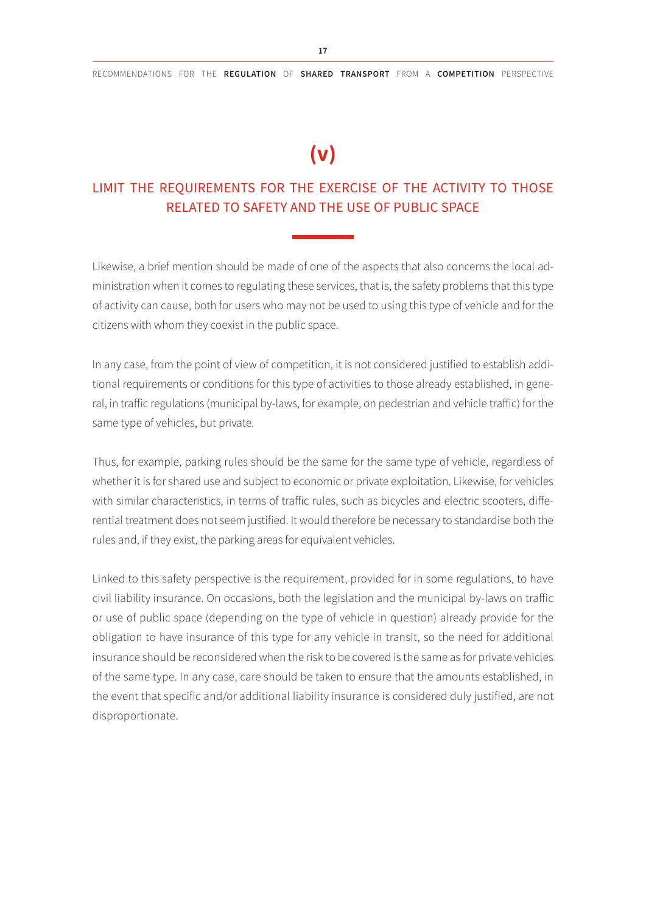# (v)

## LIMIT THE REQUIREMENTS FOR THE EXERCISE OF THE ACTIVITY TO THOSE RELATED TO SAFETY AND THE USE OF PUBLIC SPACE

Likewise, a brief mention should be made of one of the aspects that also concerns the local administration when it comes to regulating these services, that is, the safety problems that this type of activity can cause, both for users who may not be used to using this type of vehicle and for the citizens with whom they coexist in the public space.

In any case, from the point of view of competition, it is not considered justified to establish additional requirements or conditions for this type of activities to those already established, in general, in traffic regulations (municipal by-laws, for example, on pedestrian and vehicle traffic) for the same type of vehicles, but private.

Thus, for example, parking rules should be the same for the same type of vehicle, regardless of whether it is for shared use and subject to economic or private exploitation. Likewise, for vehicles with similar characteristics, in terms of traffic rules, such as bicycles and electric scooters, differential treatment does not seem justified. It would therefore be necessary to standardise both the rules and, if they exist, the parking areas for equivalent vehicles.

Linked to this safety perspective is the requirement, provided for in some regulations, to have civil liability insurance. On occasions, both the legislation and the municipal by-laws on traffic or use of public space (depending on the type of vehicle in question) already provide for the obligation to have insurance of this type for any vehicle in transit, so the need for additional insurance should be reconsidered when the risk to be covered is the same as for private vehicles of the same type. In any case, care should be taken to ensure that the amounts established, in the event that specific and/or additional liability insurance is considered duly justified, are not disproportionate.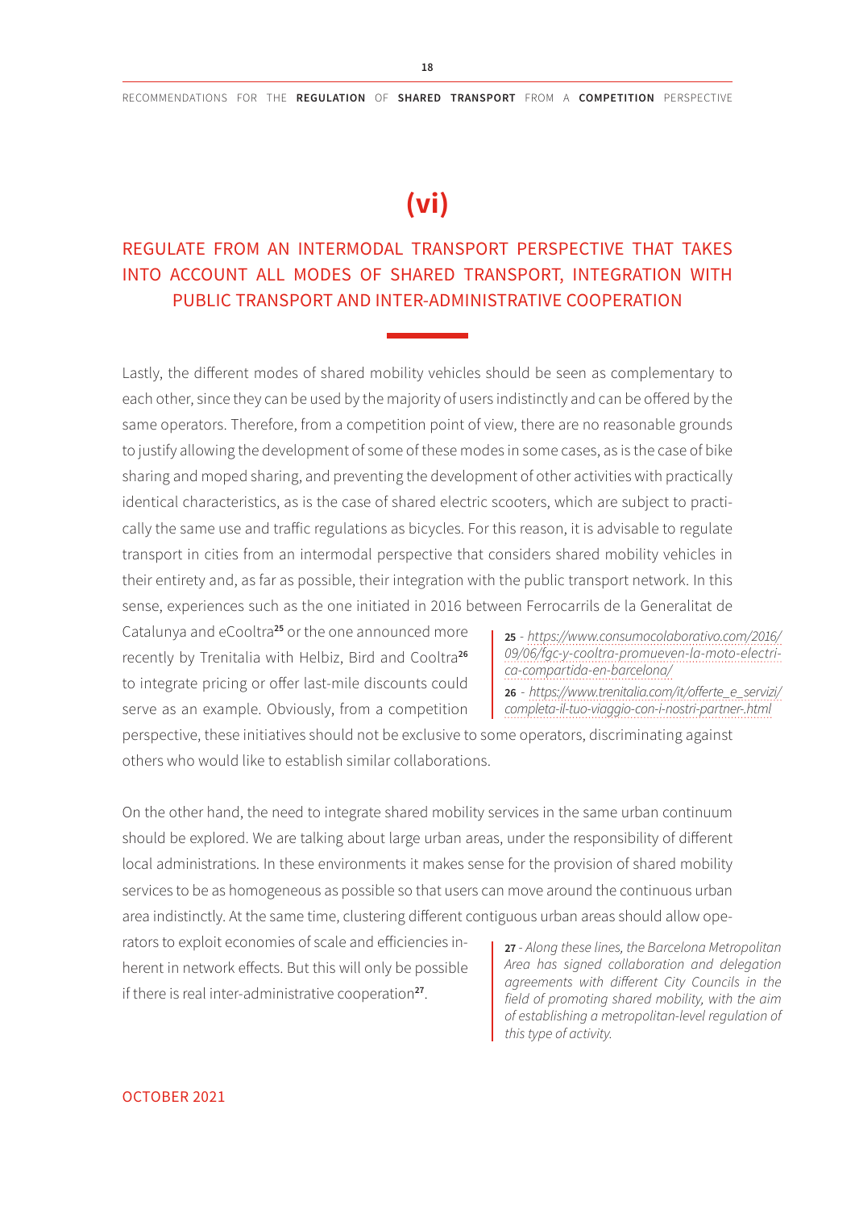# (vi)

## REGULATE FROM AN INTERMODAL TRANSPORT PERSPECTIVE THAT TAKES INTO ACCOUNT ALL MODES OF SHARED TRANSPORT, INTEGRATION WITH PUBLIC TRANSPORT AND INTER-ADMINISTRATIVE COOPERATION

Lastly, the different modes of shared mobility vehicles should be seen as complementary to each other, since they can be used by the majority of users indistinctly and can be offered by the same operators. Therefore, from a competition point of view, there are no reasonable grounds to justify allowing the development of some of these modes in some cases, as is the case of bike sharing and moped sharing, and preventing the development of other activities with practically identical characteristics, as is the case of shared electric scooters, which are subject to practically the same use and traffic regulations as bicycles. For this reason, it is advisable to regulate transport in cities from an intermodal perspective that considers shared mobility vehicles in their entirety and, as far as possible, their integration with the public transport network. In this sense, experiences such as the one initiated in 2016 between Ferrocarrils de la Generalitat de Catalunya and eCooltra[25] or the one announced more recently by Trenitalia with Helbiz, Bird and Cooltra[26] to integrate pricing or offer last-mile discounts could serve as an example. Obviously, from a competition perspective, these initiatives should not be exclusive to some operators, discriminating against others who would like to establish similar collaborations.

On the other hand, the need to integrate shared mobility services in the same urban continuum should be explored. We are talking about large urban areas, under the responsibility of different local administrations. In these environments it makes sense for the provision of shared mobility services to be as homogeneous as possible so that users can move around the continuous urban area indistinctly. At the same time, clustering different contiguous urban areas should allow operators to exploit economies of scale and efficiencies inherent in network effects. But this will only be possible if there is real inter-administrative cooperation[27].

**25** - *https://www.consumocolaborativo.com/2016/09/06/fgc-y-cooltra-promueven-la-moto-electrica-compartida-en-barcelona/*

**26** - *https://www.trenitalia.com/it/offerte_e_servizi/completa-il-tuo-viaggio-con-i-nostri-partner-.html*

**27** - *Along these lines, the Barcelona Metropolitan Area has signed collaboration and delegation agreements with different City Councils in the field of promoting shared mobility, with the aim of establishing a metropolitan-level regulation of this type of activity.*

OCTOBER 2021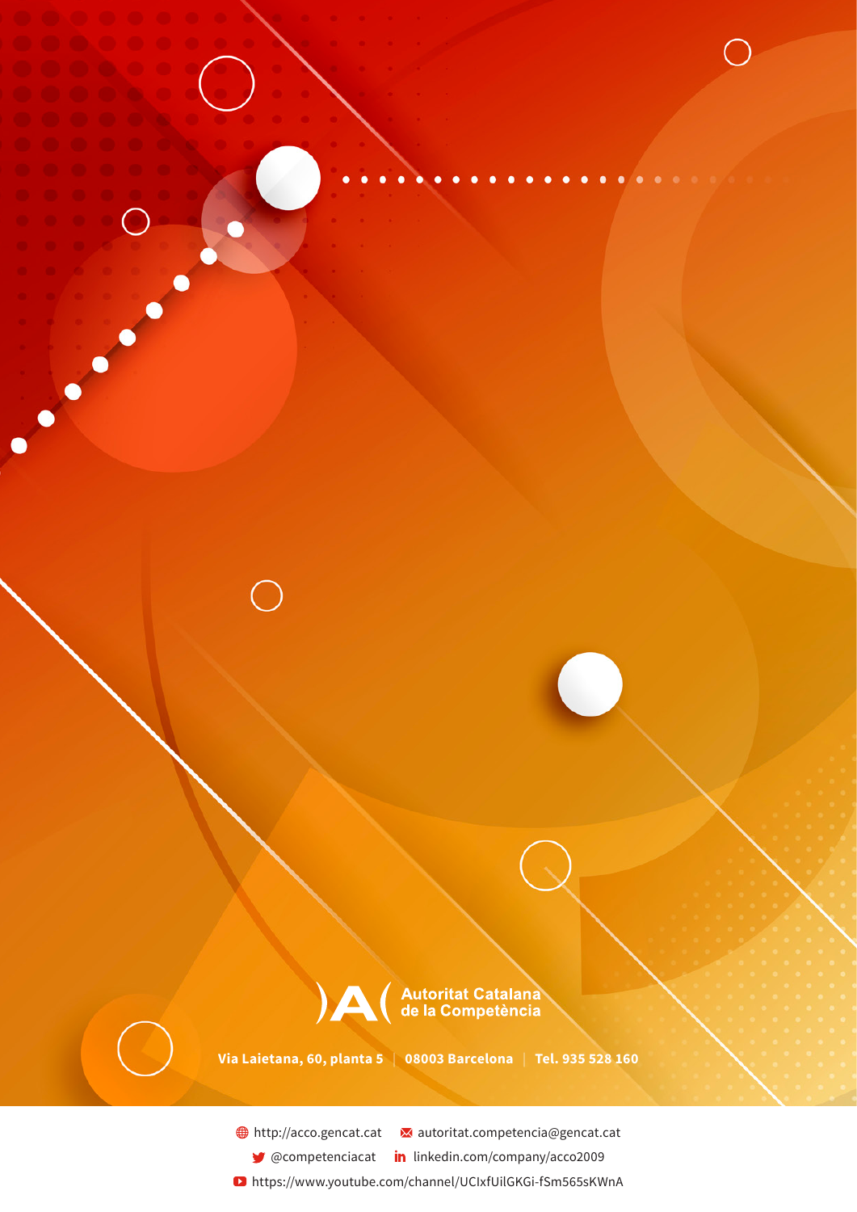Autoritat Catalana de la Competència

Via Laietana, 60, planta 5 | 08003 Barcelona | Tel. 935 528 160

http://acco.gencat.cat autoritat.competencia@gencat.cat

@competenciacat linkedin.com/company/acco2009

https://www.youtube.com/channel/UCIxfUilGKGi-fSm565sKWnA